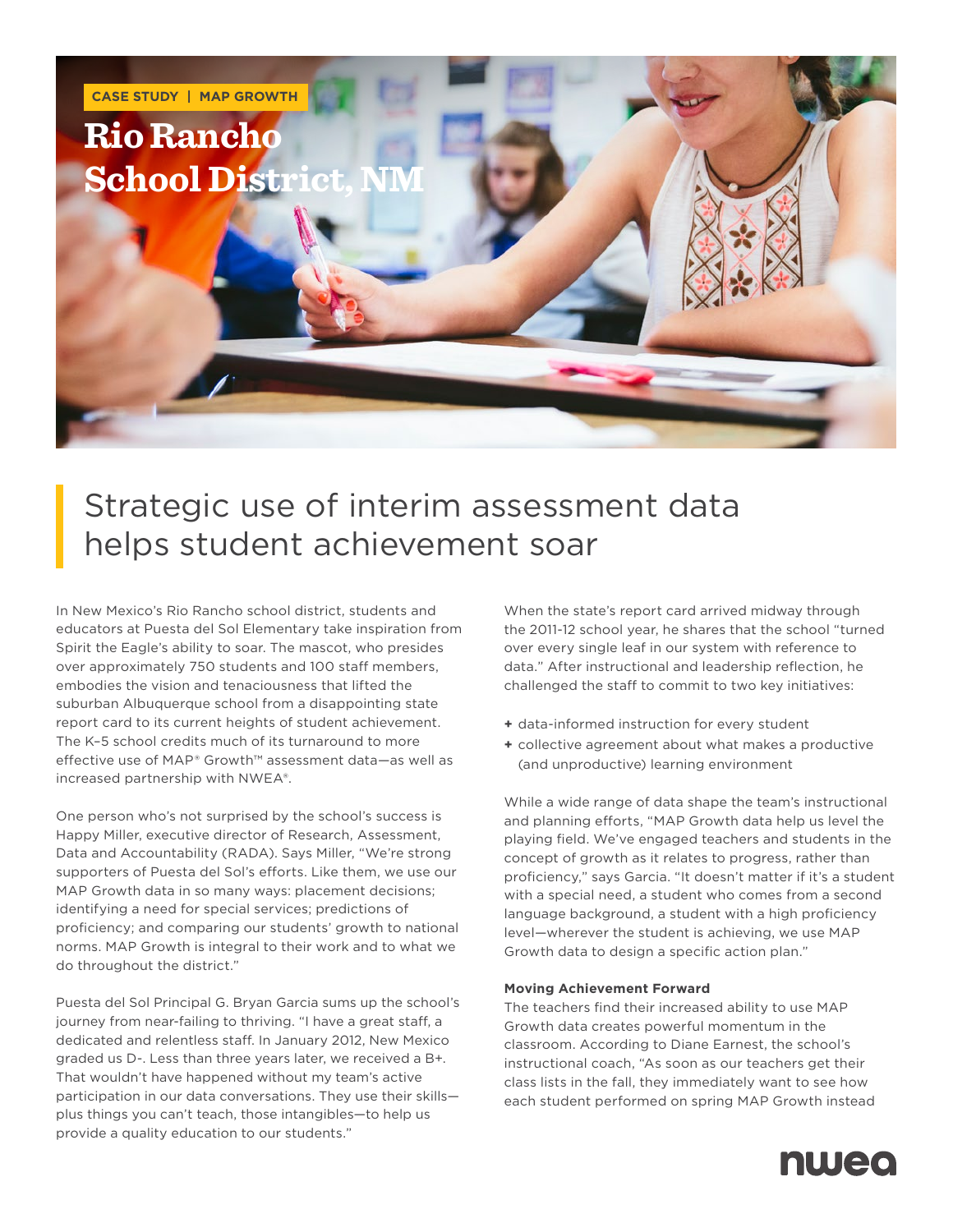CASE STUDY | MAP GROWTH

# Rio Rancho School District, NM

## Strategic use of interim assessment data helps student achievement soar

In New Mexico's Rio Rancho school district, students and educators at Puesta del Sol Elementary take inspiration from Spirit the Eagle's ability to soar. The mascot, who presides over approximately 750 students and 100 staff members, embodies the vision and tenaciousness that lifted the suburban Albuquerque school from a disappointing state report card to its current heights of student achievement. The K–5 school credits much of its turnaround to more effective use of MAP® Growth™ assessment data—as well as increased partnership with NWEA®.

One person who's not surprised by the school's success is Happy Miller, executive director of Research, Assessment, Data and Accountability (RADA). Says Miller, "We're strong supporters of Puesta del Sol's efforts. Like them, we use our MAP Growth data in so many ways: placement decisions; identifying a need for special services; predictions of proficiency; and comparing our students' growth to national norms. MAP Growth is integral to their work and to what we do throughout the district."

Puesta del Sol Principal G. Bryan Garcia sums up the school's journey from near-failing to thriving. "I have a great staff, a dedicated and relentless staff. In January 2012, New Mexico graded us D-. Less than three years later, we received a B+. That wouldn't have happened without my team's active participation in our data conversations. They use their skills—plus things you can't teach, those intangibles—to help us provide a quality education to our students."

When the state's report card arrived midway through the 2011-12 school year, he shares that the school "turned over every single leaf in our system with reference to data." After instructional and leadership reflection, he challenged the staff to commit to two key initiatives:

+ data-informed instruction for every student
+ collective agreement about what makes a productive (and unproductive) learning environment

While a wide range of data shape the team's instructional and planning efforts, "MAP Growth data help us level the playing field. We've engaged teachers and students in the concept of growth as it relates to progress, rather than proficiency," says Garcia. "It doesn't matter if it's a student with a special need, a student who comes from a second language background, a student with a high proficiency level—wherever the student is achieving, we use MAP Growth data to design a specific action plan."

**Moving Achievement Forward**

The teachers find their increased ability to use MAP Growth data creates powerful momentum in the classroom. According to Diane Earnest, the school's instructional coach, "As soon as our teachers get their class lists in the fall, they immediately want to see how each student performed on spring MAP Growth instead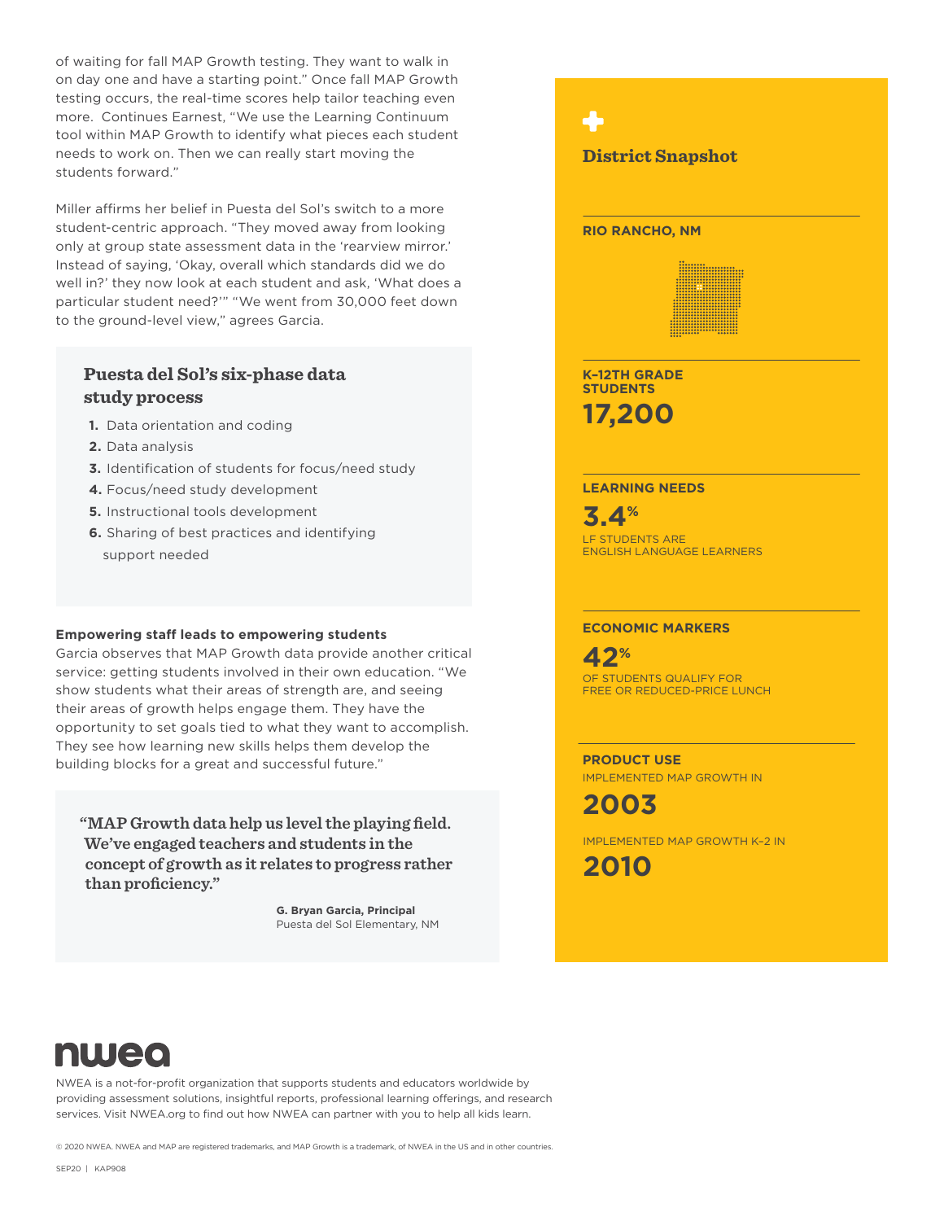of waiting for fall MAP Growth testing. They want to walk in on day one and have a starting point." Once fall MAP Growth testing occurs, the real-time scores help tailor teaching even more. Continues Earnest, "We use the Learning Continuum tool within MAP Growth to identify what pieces each student needs to work on. Then we can really start moving the students forward."

Miller affirms her belief in Puesta del Sol's switch to a more student-centric approach. "They moved away from looking only at group state assessment data in the 'rearview mirror.' Instead of saying, 'Okay, overall which standards did we do well in?' they now look at each student and ask, 'What does a particular student need?'" "We went from 30,000 feet down to the ground-level view," agrees Garcia.

### Puesta del Sol's six-phase data study process

1. Data orientation and coding
2. Data analysis
3. Identification of students for focus/need study
4. Focus/need study development
5. Instructional tools development
6. Sharing of best practices and identifying support needed

**Empowering staff leads to empowering students**

Garcia observes that MAP Growth data provide another critical service: getting students involved in their own education. "We show students what their areas of strength are, and seeing their areas of growth helps engage them. They have the opportunity to set goals tied to what they want to accomplish. They see how learning new skills helps them develop the building blocks for a great and successful future."

> "MAP Growth data help us level the playing field. We've engaged teachers and students in the concept of growth as it relates to progress rather than proficiency."
>
> **G. Bryan Garcia, Principal**
> Puesta del Sol Elementary, NM

## District Snapshot

**RIO RANCHO, NM**

**K–12TH GRADE STUDENTS**

**17,200**

**LEARNING NEEDS**

**3.4%**

LF STUDENTS ARE ENGLISH LANGUAGE LEARNERS

**ECONOMIC MARKERS**

**42%**

OF STUDENTS QUALIFY FOR FREE OR REDUCED-PRICE LUNCH

**PRODUCT USE**

IMPLEMENTED MAP GROWTH IN

**2003**

IMPLEMENTED MAP GROWTH K–2 IN

**2010**

**nwea**

NWEA is a not-for-profit organization that supports students and educators worldwide by providing assessment solutions, insightful reports, professional learning offerings, and research services. Visit NWEA.org to find out how NWEA can partner with you to help all kids learn.

© 2020 NWEA. NWEA and MAP are registered trademarks, and MAP Growth is a trademark, of NWEA in the US and in other countries.

SEP20 | KAP908